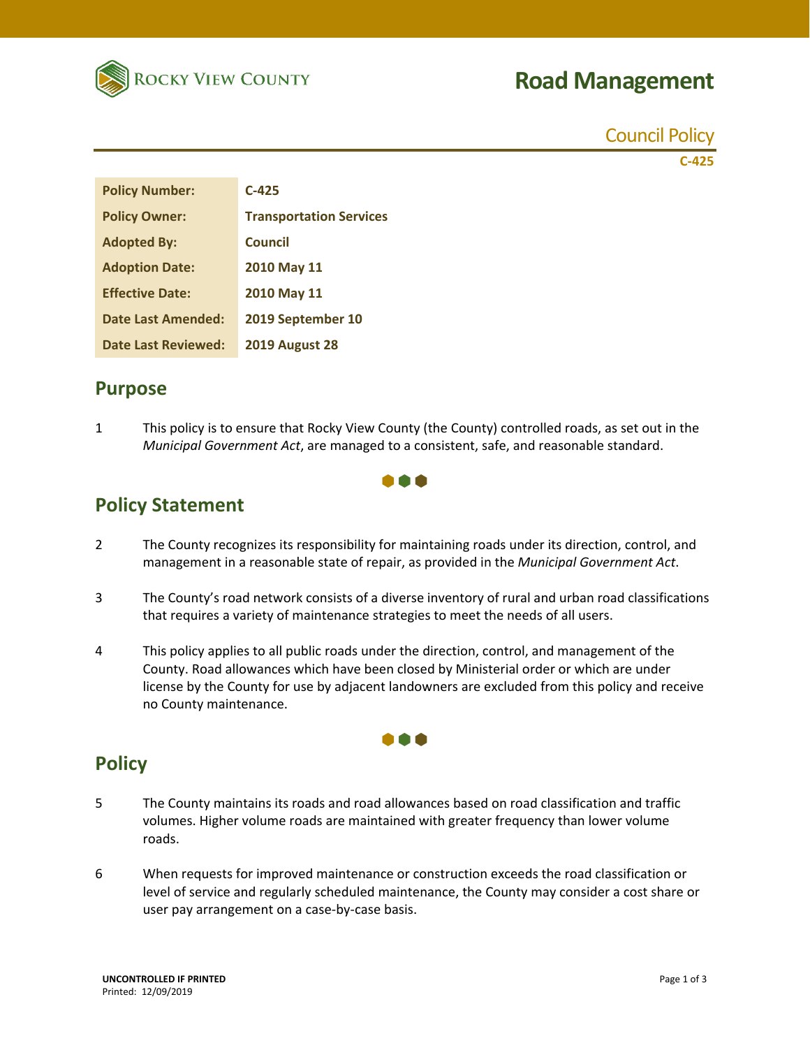Rocky View County

# Road Management

Council Policy

C-425

| Policy Number: | C-425 |
|---|---|
| Policy Owner: | Transportation Services |
| Adopted By: | Council |
| Adoption Date: | 2010 May 11 |
| Effective Date: | 2010 May 11 |
| Date Last Amended: | 2019 September 10 |
| Date Last Reviewed: | 2019 August 28 |

## Purpose

1 This policy is to ensure that Rocky View County (the County) controlled roads, as set out in the *Municipal Government Act*, are managed to a consistent, safe, and reasonable standard.

## Policy Statement

2 The County recognizes its responsibility for maintaining roads under its direction, control, and management in a reasonable state of repair, as provided in the *Municipal Government Act*.

3 The County's road network consists of a diverse inventory of rural and urban road classifications that requires a variety of maintenance strategies to meet the needs of all users.

4 This policy applies to all public roads under the direction, control, and management of the County. Road allowances which have been closed by Ministerial order or which are under license by the County for use by adjacent landowners are excluded from this policy and receive no County maintenance.

## Policy

5 The County maintains its roads and road allowances based on road classification and traffic volumes. Higher volume roads are maintained with greater frequency than lower volume roads.

6 When requests for improved maintenance or construction exceeds the road classification or level of service and regularly scheduled maintenance, the County may consider a cost share or user pay arrangement on a case-by-case basis.

**UNCONTROLLED IF PRINTED**
Printed: 12/09/2019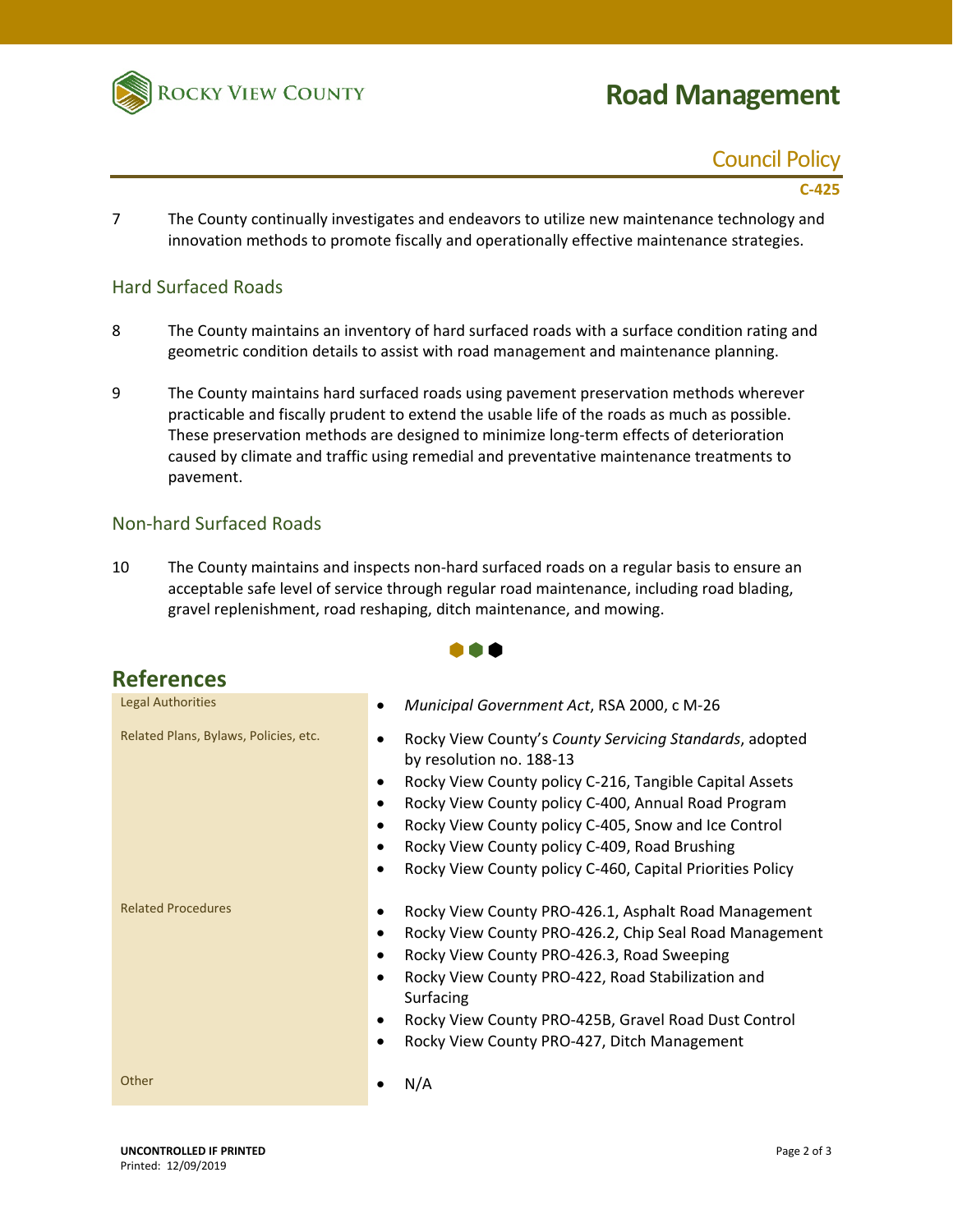7 The County continually investigates and endeavors to utilize new maintenance technology and innovation methods to promote fiscally and operationally effective maintenance strategies.

## Hard Surfaced Roads

8 The County maintains an inventory of hard surfaced roads with a surface condition rating and geometric condition details to assist with road management and maintenance planning.

9 The County maintains hard surfaced roads using pavement preservation methods wherever practicable and fiscally prudent to extend the usable life of the roads as much as possible. These preservation methods are designed to minimize long-term effects of deterioration caused by climate and traffic using remedial and preventative maintenance treatments to pavement.

## Non-hard Surfaced Roads

10 The County maintains and inspects non-hard surfaced roads on a regular basis to ensure an acceptable safe level of service through regular road maintenance, including road blading, gravel replenishment, road reshaping, ditch maintenance, and mowing.

# References

| | |
|---|---|
| Legal Authorities | • *Municipal Government Act*, RSA 2000, c M-26 |
| Related Plans, Bylaws, Policies, etc. | • Rocky View County's *County Servicing Standards*, adopted by resolution no. 188-13<br>• Rocky View County policy C-216, Tangible Capital Assets<br>• Rocky View County policy C-400, Annual Road Program<br>• Rocky View County policy C-405, Snow and Ice Control<br>• Rocky View County policy C-409, Road Brushing<br>• Rocky View County policy C-460, Capital Priorities Policy |
| Related Procedures | • Rocky View County PRO-426.1, Asphalt Road Management<br>• Rocky View County PRO-426.2, Chip Seal Road Management<br>• Rocky View County PRO-426.3, Road Sweeping<br>• Rocky View County PRO-422, Road Stabilization and Surfacing<br>• Rocky View County PRO-425B, Gravel Road Dust Control<br>• Rocky View County PRO-427, Ditch Management |
| Other | • N/A |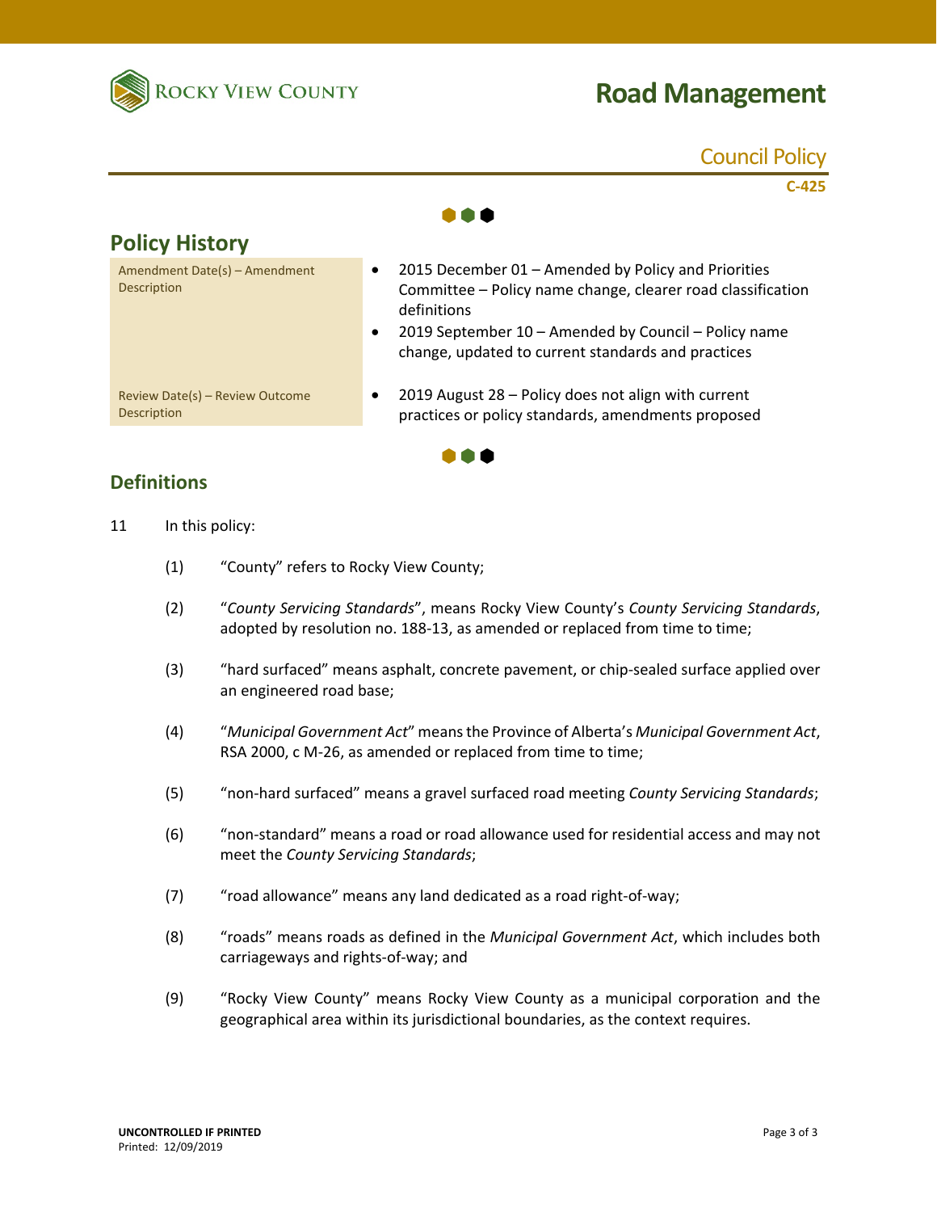# Road Management

Council Policy

C-425

## Policy History

| | |
|---|---|
| Amendment Date(s) – Amendment Description | • 2015 December 01 – Amended by Policy and Priorities Committee – Policy name change, clearer road classification definitions<br>• 2019 September 10 – Amended by Council – Policy name change, updated to current standards and practices |
| Review Date(s) – Review Outcome Description | • 2019 August 28 – Policy does not align with current practices or policy standards, amendments proposed |

## Definitions

11 In this policy:

(1) "County" refers to Rocky View County;

(2) "*County Servicing Standards*", means Rocky View County's *County Servicing Standards*, adopted by resolution no. 188-13, as amended or replaced from time to time;

(3) "hard surfaced" means asphalt, concrete pavement, or chip-sealed surface applied over an engineered road base;

(4) "*Municipal Government Act*" means the Province of Alberta's *Municipal Government Act*, RSA 2000, c M-26, as amended or replaced from time to time;

(5) "non-hard surfaced" means a gravel surfaced road meeting *County Servicing Standards*;

(6) "non-standard" means a road or road allowance used for residential access and may not meet the *County Servicing Standards*;

(7) "road allowance" means any land dedicated as a road right-of-way;

(8) "roads" means roads as defined in the *Municipal Government Act*, which includes both carriageways and rights-of-way; and

(9) "Rocky View County" means Rocky View County as a municipal corporation and the geographical area within its jurisdictional boundaries, as the context requires.

**UNCONTROLLED IF PRINTED**
Printed: 12/09/2019